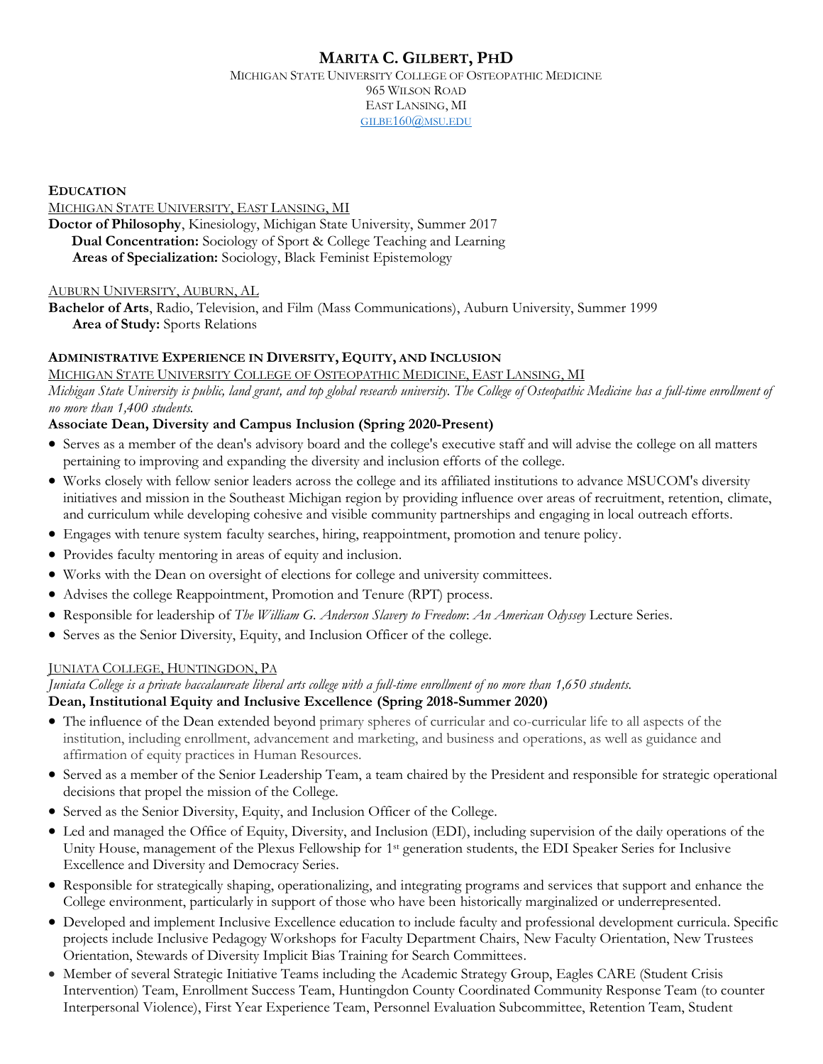# Marita C. Gilbert, PhD

Michigan State University College of Osteopathic Medicine
965 Wilson Road
East Lansing, MI
gilbe160@msu.edu

## Education

Michigan State University, East Lansing, MI

**Doctor of Philosophy**, Kinesiology, Michigan State University, Summer 2017
- **Dual Concentration:** Sociology of Sport & College Teaching and Learning
- **Areas of Specialization:** Sociology, Black Feminist Epistemology

Auburn University, Auburn, AL

**Bachelor of Arts**, Radio, Television, and Film (Mass Communications), Auburn University, Summer 1999
- **Area of Study:** Sports Relations

## Administrative Experience in Diversity, Equity, and Inclusion

Michigan State University College of Osteopathic Medicine, East Lansing, MI

*Michigan State University is public, land grant, and top global research university. The College of Osteopathic Medicine has a full-time enrollment of no more than 1,400 students.*

**Associate Dean, Diversity and Campus Inclusion (Spring 2020-Present)**

- Serves as a member of the dean's advisory board and the college's executive staff and will advise the college on all matters pertaining to improving and expanding the diversity and inclusion efforts of the college.
- Works closely with fellow senior leaders across the college and its affiliated institutions to advance MSUCOM's diversity initiatives and mission in the Southeast Michigan region by providing influence over areas of recruitment, retention, climate, and curriculum while developing cohesive and visible community partnerships and engaging in local outreach efforts.
- Engages with tenure system faculty searches, hiring, reappointment, promotion and tenure policy.
- Provides faculty mentoring in areas of equity and inclusion.
- Works with the Dean on oversight of elections for college and university committees.
- Advises the college Reappointment, Promotion and Tenure (RPT) process.
- Responsible for leadership of *The William G. Anderson Slavery to Freedom*: *An American Odyssey* Lecture Series.
- Serves as the Senior Diversity, Equity, and Inclusion Officer of the college.

Juniata College, Huntingdon, Pa

*Juniata College is a private baccalaureate liberal arts college with a full-time enrollment of no more than 1,650 students.*

**Dean, Institutional Equity and Inclusive Excellence (Spring 2018-Summer 2020)**

- The influence of the Dean extended beyond primary spheres of curricular and co-curricular life to all aspects of the institution, including enrollment, advancement and marketing, and business and operations, as well as guidance and affirmation of equity practices in Human Resources.
- Served as a member of the Senior Leadership Team, a team chaired by the President and responsible for strategic operational decisions that propel the mission of the College.
- Served as the Senior Diversity, Equity, and Inclusion Officer of the College.
- Led and managed the Office of Equity, Diversity, and Inclusion (EDI), including supervision of the daily operations of the Unity House, management of the Plexus Fellowship for 1st generation students, the EDI Speaker Series for Inclusive Excellence and Diversity and Democracy Series.
- Responsible for strategically shaping, operationalizing, and integrating programs and services that support and enhance the College environment, particularly in support of those who have been historically marginalized or underrepresented.
- Developed and implement Inclusive Excellence education to include faculty and professional development curricula. Specific projects include Inclusive Pedagogy Workshops for Faculty Department Chairs, New Faculty Orientation, New Trustees Orientation, Stewards of Diversity Implicit Bias Training for Search Committees.
- Member of several Strategic Initiative Teams including the Academic Strategy Group, Eagles CARE (Student Crisis Intervention) Team, Enrollment Success Team, Huntingdon County Coordinated Community Response Team (to counter Interpersonal Violence), First Year Experience Team, Personnel Evaluation Subcommittee, Retention Team, Student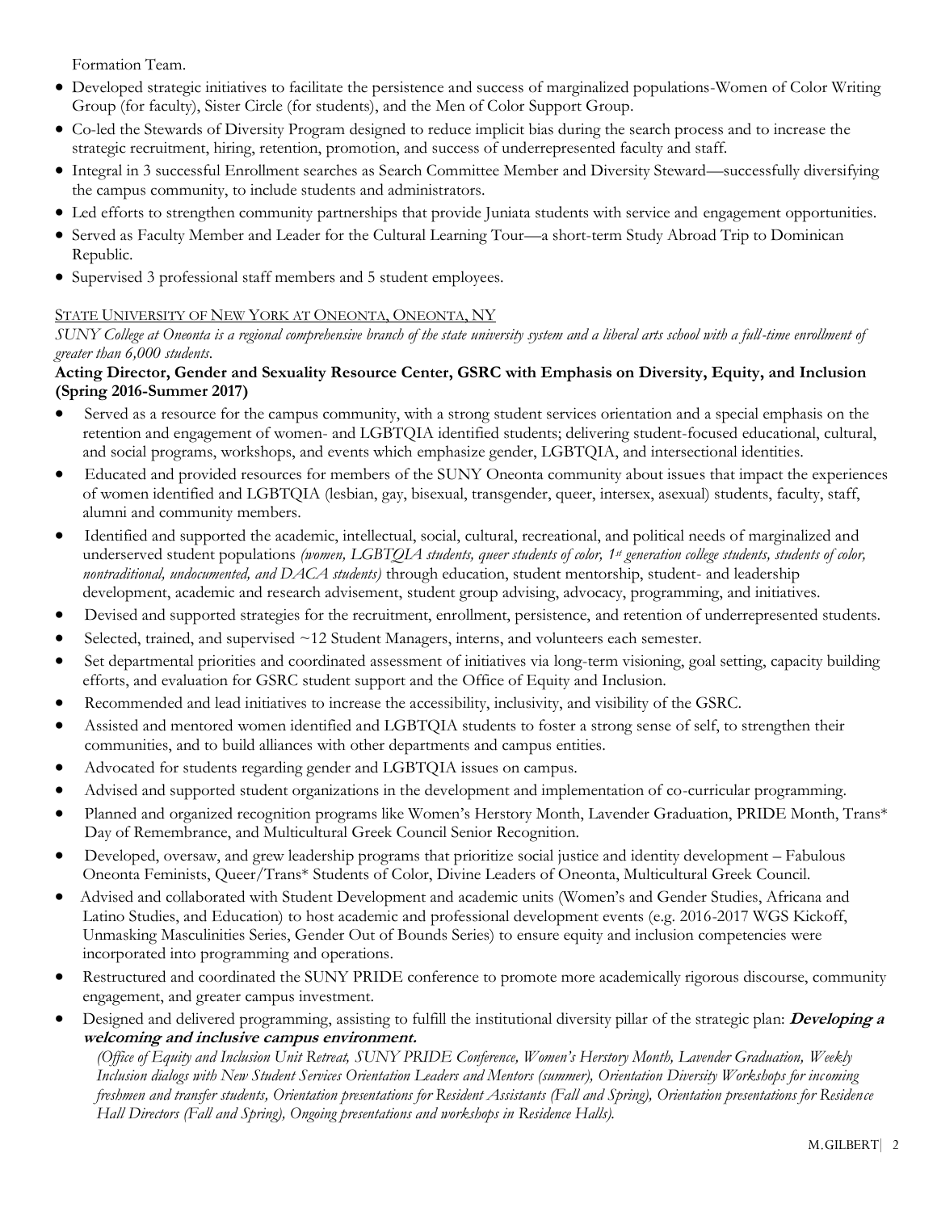Formation Team.

- Developed strategic initiatives to facilitate the persistence and success of marginalized populations-Women of Color Writing Group (for faculty), Sister Circle (for students), and the Men of Color Support Group.
- Co-led the Stewards of Diversity Program designed to reduce implicit bias during the search process and to increase the strategic recruitment, hiring, retention, promotion, and success of underrepresented faculty and staff.
- Integral in 3 successful Enrollment searches as Search Committee Member and Diversity Steward—successfully diversifying the campus community, to include students and administrators.
- Led efforts to strengthen community partnerships that provide Juniata students with service and engagement opportunities.
- Served as Faculty Member and Leader for the Cultural Learning Tour—a short-term Study Abroad Trip to Dominican Republic.
- Supervised 3 professional staff members and 5 student employees.

STATE UNIVERSITY OF NEW YORK AT ONEONTA, ONEONTA, NY

*SUNY College at Oneonta is a regional comprehensive branch of the state university system and a liberal arts school with a full-time enrollment of greater than 6,000 students.*

**Acting Director, Gender and Sexuality Resource Center, GSRC with Emphasis on Diversity, Equity, and Inclusion (Spring 2016-Summer 2017)**

- Served as a resource for the campus community, with a strong student services orientation and a special emphasis on the retention and engagement of women- and LGBTQIA identified students; delivering student-focused educational, cultural, and social programs, workshops, and events which emphasize gender, LGBTQIA, and intersectional identities.
- Educated and provided resources for members of the SUNY Oneonta community about issues that impact the experiences of women identified and LGBTQIA (lesbian, gay, bisexual, transgender, queer, intersex, asexual) students, faculty, staff, alumni and community members.
- Identified and supported the academic, intellectual, social, cultural, recreational, and political needs of marginalized and underserved student populations *(women, LGBTQIA students, queer students of color, 1st generation college students, students of color, nontraditional, undocumented, and DACA students)* through education, student mentorship, student- and leadership development, academic and research advisement, student group advising, advocacy, programming, and initiatives.
- Devised and supported strategies for the recruitment, enrollment, persistence, and retention of underrepresented students.
- Selected, trained, and supervised ~12 Student Managers, interns, and volunteers each semester.
- Set departmental priorities and coordinated assessment of initiatives via long-term visioning, goal setting, capacity building efforts, and evaluation for GSRC student support and the Office of Equity and Inclusion.
- Recommended and lead initiatives to increase the accessibility, inclusivity, and visibility of the GSRC.
- Assisted and mentored women identified and LGBTQIA students to foster a strong sense of self, to strengthen their communities, and to build alliances with other departments and campus entities.
- Advocated for students regarding gender and LGBTQIA issues on campus.
- Advised and supported student organizations in the development and implementation of co-curricular programming.
- Planned and organized recognition programs like Women's Herstory Month, Lavender Graduation, PRIDE Month, Trans* Day of Remembrance, and Multicultural Greek Council Senior Recognition.
- Developed, oversaw, and grew leadership programs that prioritize social justice and identity development – Fabulous Oneonta Feminists, Queer/Trans* Students of Color, Divine Leaders of Oneonta, Multicultural Greek Council.
- Advised and collaborated with Student Development and academic units (Women's and Gender Studies, Africana and Latino Studies, and Education) to host academic and professional development events (e.g. 2016-2017 WGS Kickoff, Unmasking Masculinities Series, Gender Out of Bounds Series) to ensure equity and inclusion competencies were incorporated into programming and operations.
- Restructured and coordinated the SUNY PRIDE conference to promote more academically rigorous discourse, community engagement, and greater campus investment.
- Designed and delivered programming, assisting to fulfill the institutional diversity pillar of the strategic plan: ***Developing a welcoming and inclusive campus environment.***
  *(Office of Equity and Inclusion Unit Retreat, SUNY PRIDE Conference, Women's Herstory Month, Lavender Graduation, Weekly Inclusion dialogs with New Student Services Orientation Leaders and Mentors (summer), Orientation Diversity Workshops for incoming freshmen and transfer students, Orientation presentations for Resident Assistants (Fall and Spring), Orientation presentations for Residence Hall Directors (Fall and Spring), Ongoing presentations and workshops in Residence Halls).*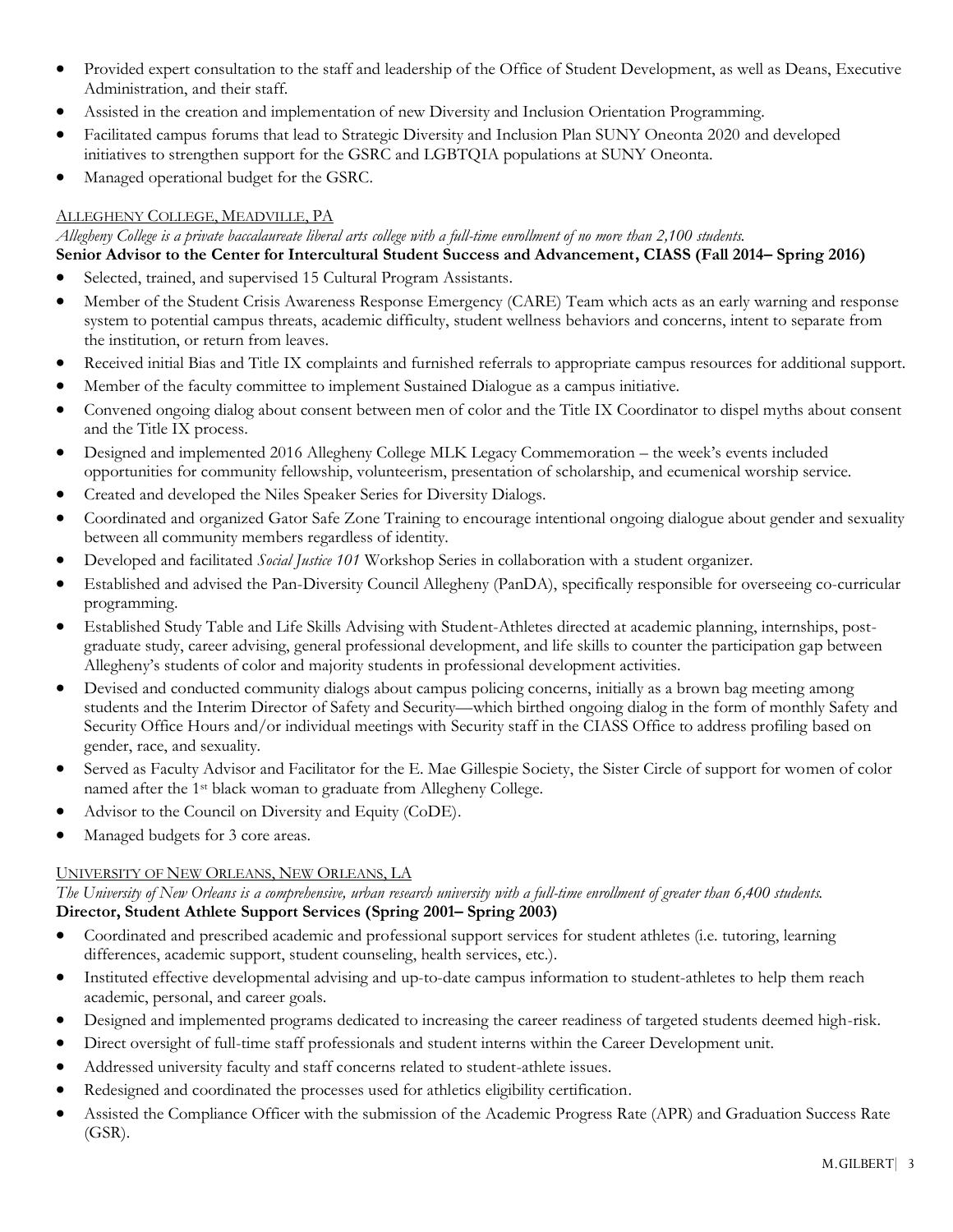- Provided expert consultation to the staff and leadership of the Office of Student Development, as well as Deans, Executive Administration, and their staff.
- Assisted in the creation and implementation of new Diversity and Inclusion Orientation Programming.
- Facilitated campus forums that lead to Strategic Diversity and Inclusion Plan SUNY Oneonta 2020 and developed initiatives to strengthen support for the GSRC and LGBTQIA populations at SUNY Oneonta.
- Managed operational budget for the GSRC.

ALLEGHENY COLLEGE, MEADVILLE, PA

*Allegheny College is a private baccalaureate liberal arts college with a full-time enrollment of no more than 2,100 students.*

**Senior Advisor to the Center for Intercultural Student Success and Advancement, CIASS (Fall 2014– Spring 2016)**

- Selected, trained, and supervised 15 Cultural Program Assistants.
- Member of the Student Crisis Awareness Response Emergency (CARE) Team which acts as an early warning and response system to potential campus threats, academic difficulty, student wellness behaviors and concerns, intent to separate from the institution, or return from leaves.
- Received initial Bias and Title IX complaints and furnished referrals to appropriate campus resources for additional support.
- Member of the faculty committee to implement Sustained Dialogue as a campus initiative.
- Convened ongoing dialog about consent between men of color and the Title IX Coordinator to dispel myths about consent and the Title IX process.
- Designed and implemented 2016 Allegheny College MLK Legacy Commemoration – the week's events included opportunities for community fellowship, volunteerism, presentation of scholarship, and ecumenical worship service.
- Created and developed the Niles Speaker Series for Diversity Dialogs.
- Coordinated and organized Gator Safe Zone Training to encourage intentional ongoing dialogue about gender and sexuality between all community members regardless of identity.
- Developed and facilitated *Social Justice 101* Workshop Series in collaboration with a student organizer.
- Established and advised the Pan-Diversity Council Allegheny (PanDA), specifically responsible for overseeing co-curricular programming.
- Established Study Table and Life Skills Advising with Student-Athletes directed at academic planning, internships, post-graduate study, career advising, general professional development, and life skills to counter the participation gap between Allegheny's students of color and majority students in professional development activities.
- Devised and conducted community dialogs about campus policing concerns, initially as a brown bag meeting among students and the Interim Director of Safety and Security—which birthed ongoing dialog in the form of monthly Safety and Security Office Hours and/or individual meetings with Security staff in the CIASS Office to address profiling based on gender, race, and sexuality.
- Served as Faculty Advisor and Facilitator for the E. Mae Gillespie Society, the Sister Circle of support for women of color named after the 1st black woman to graduate from Allegheny College.
- Advisor to the Council on Diversity and Equity (CoDE).
- Managed budgets for 3 core areas.

UNIVERSITY OF NEW ORLEANS, NEW ORLEANS, LA

*The University of New Orleans is a comprehensive, urban research university with a full-time enrollment of greater than 6,400 students.*

**Director, Student Athlete Support Services (Spring 2001– Spring 2003)**

- Coordinated and prescribed academic and professional support services for student athletes (i.e. tutoring, learning differences, academic support, student counseling, health services, etc.).
- Instituted effective developmental advising and up-to-date campus information to student-athletes to help them reach academic, personal, and career goals.
- Designed and implemented programs dedicated to increasing the career readiness of targeted students deemed high-risk.
- Direct oversight of full-time staff professionals and student interns within the Career Development unit.
- Addressed university faculty and staff concerns related to student-athlete issues.
- Redesigned and coordinated the processes used for athletics eligibility certification.
- Assisted the Compliance Officer with the submission of the Academic Progress Rate (APR) and Graduation Success Rate (GSR).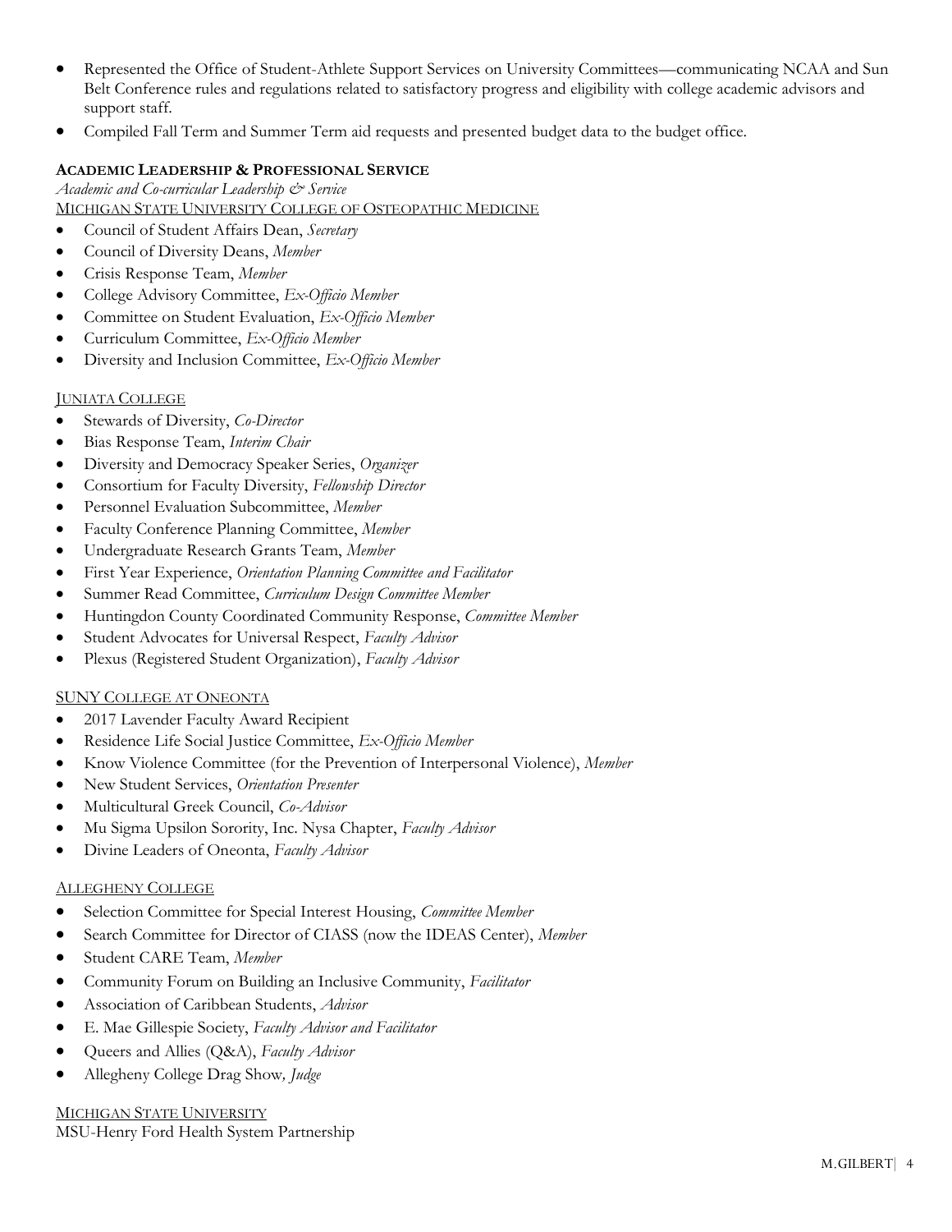- Represented the Office of Student-Athlete Support Services on University Committees—communicating NCAA and Sun Belt Conference rules and regulations related to satisfactory progress and eligibility with college academic advisors and support staff.
- Compiled Fall Term and Summer Term aid requests and presented budget data to the budget office.

**ACADEMIC LEADERSHIP & PROFESSIONAL SERVICE**

*Academic and Co-curricular Leadership & Service*

MICHIGAN STATE UNIVERSITY COLLEGE OF OSTEOPATHIC MEDICINE

- Council of Student Affairs Dean, *Secretary*
- Council of Diversity Deans, *Member*
- Crisis Response Team, *Member*
- College Advisory Committee, *Ex-Officio Member*
- Committee on Student Evaluation, *Ex-Officio Member*
- Curriculum Committee, *Ex-Officio Member*
- Diversity and Inclusion Committee, *Ex-Officio Member*

JUNIATA COLLEGE

- Stewards of Diversity, *Co-Director*
- Bias Response Team, *Interim Chair*
- Diversity and Democracy Speaker Series, *Organizer*
- Consortium for Faculty Diversity, *Fellowship Director*
- Personnel Evaluation Subcommittee, *Member*
- Faculty Conference Planning Committee, *Member*
- Undergraduate Research Grants Team, *Member*
- First Year Experience, *Orientation Planning Committee and Facilitator*
- Summer Read Committee, *Curriculum Design Committee Member*
- Huntingdon County Coordinated Community Response, *Committee Member*
- Student Advocates for Universal Respect, *Faculty Advisor*
- Plexus (Registered Student Organization), *Faculty Advisor*

SUNY COLLEGE AT ONEONTA

- 2017 Lavender Faculty Award Recipient
- Residence Life Social Justice Committee, *Ex-Officio Member*
- Know Violence Committee (for the Prevention of Interpersonal Violence), *Member*
- New Student Services, *Orientation Presenter*
- Multicultural Greek Council, *Co-Advisor*
- Mu Sigma Upsilon Sorority, Inc. Nysa Chapter, *Faculty Advisor*
- Divine Leaders of Oneonta, *Faculty Advisor*

ALLEGHENY COLLEGE

- Selection Committee for Special Interest Housing, *Committee Member*
- Search Committee for Director of CIASS (now the IDEAS Center), *Member*
- Student CARE Team, *Member*
- Community Forum on Building an Inclusive Community, *Facilitator*
- Association of Caribbean Students, *Advisor*
- E. Mae Gillespie Society, *Faculty Advisor and Facilitator*
- Queers and Allies (Q&A), *Faculty Advisor*
- Allegheny College Drag Show*, Judge*

MICHIGAN STATE UNIVERSITY

MSU-Henry Ford Health System Partnership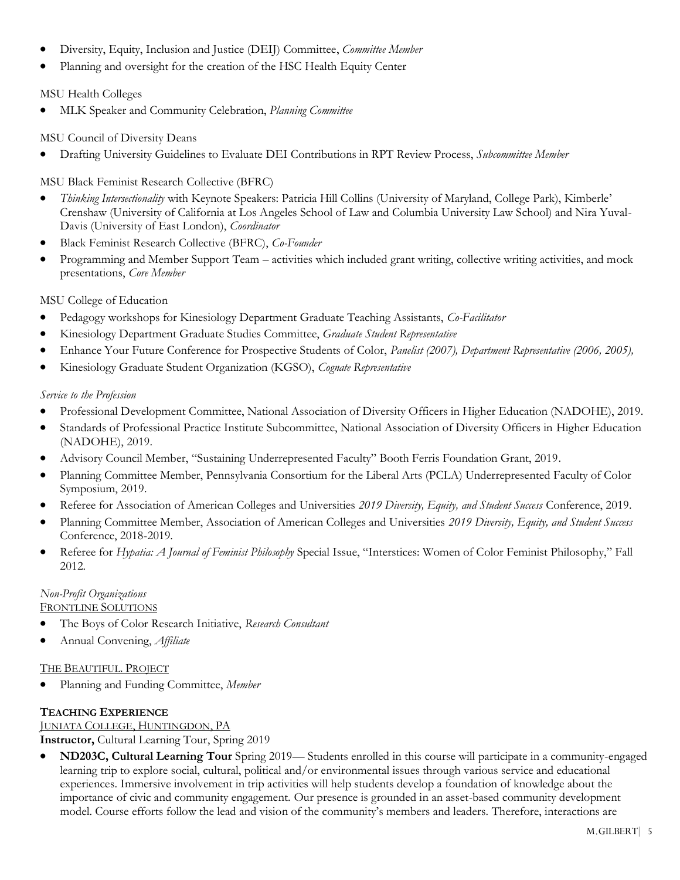- Diversity, Equity, Inclusion and Justice (DEIJ) Committee, *Committee Member*
- Planning and oversight for the creation of the HSC Health Equity Center

MSU Health Colleges

- MLK Speaker and Community Celebration, *Planning Committee*

MSU Council of Diversity Deans

- Drafting University Guidelines to Evaluate DEI Contributions in RPT Review Process, *Subcommittee Member*

MSU Black Feminist Research Collective (BFRC)

- *Thinking Intersectionality* with Keynote Speakers: Patricia Hill Collins (University of Maryland, College Park), Kimberle' Crenshaw (University of California at Los Angeles School of Law and Columbia University Law School) and Nira Yuval-Davis (University of East London), *Coordinator*
- Black Feminist Research Collective (BFRC), *Co-Founder*
- Programming and Member Support Team – activities which included grant writing, collective writing activities, and mock presentations, *Core Member*

MSU College of Education

- Pedagogy workshops for Kinesiology Department Graduate Teaching Assistants, *Co-Facilitator*
- Kinesiology Department Graduate Studies Committee, *Graduate Student Representative*
- Enhance Your Future Conference for Prospective Students of Color, *Panelist (2007), Department Representative (2006, 2005),*
- Kinesiology Graduate Student Organization (KGSO), *Cognate Representative*

*Service to the Profession*

- Professional Development Committee, National Association of Diversity Officers in Higher Education (NADOHE), 2019.
- Standards of Professional Practice Institute Subcommittee, National Association of Diversity Officers in Higher Education (NADOHE), 2019.
- Advisory Council Member, "Sustaining Underrepresented Faculty" Booth Ferris Foundation Grant, 2019.
- Planning Committee Member, Pennsylvania Consortium for the Liberal Arts (PCLA) Underrepresented Faculty of Color Symposium, 2019.
- Referee for Association of American Colleges and Universities *2019 Diversity, Equity, and Student Success* Conference, 2019.
- Planning Committee Member, Association of American Colleges and Universities *2019 Diversity, Equity, and Student Success* Conference, 2018-2019.
- Referee for *Hypatia: A Journal of Feminist Philosophy* Special Issue, "Interstices: Women of Color Feminist Philosophy," Fall 2012.

*Non-Profit Organizations*

FRONTLINE SOLUTIONS

- The Boys of Color Research Initiative, *Research Consultant*
- Annual Convening, *Affiliate*

THE BEAUTIFUL. PROJECT

- Planning and Funding Committee, *Member*

**TEACHING EXPERIENCE**

JUNIATA COLLEGE, HUNTINGDON, PA

**Instructor,** Cultural Learning Tour, Spring 2019

- **ND203C, Cultural Learning Tour** Spring 2019— Students enrolled in this course will participate in a community-engaged learning trip to explore social, cultural, political and/or environmental issues through various service and educational experiences. Immersive involvement in trip activities will help students develop a foundation of knowledge about the importance of civic and community engagement. Our presence is grounded in an asset-based community development model. Course efforts follow the lead and vision of the community's members and leaders. Therefore, interactions are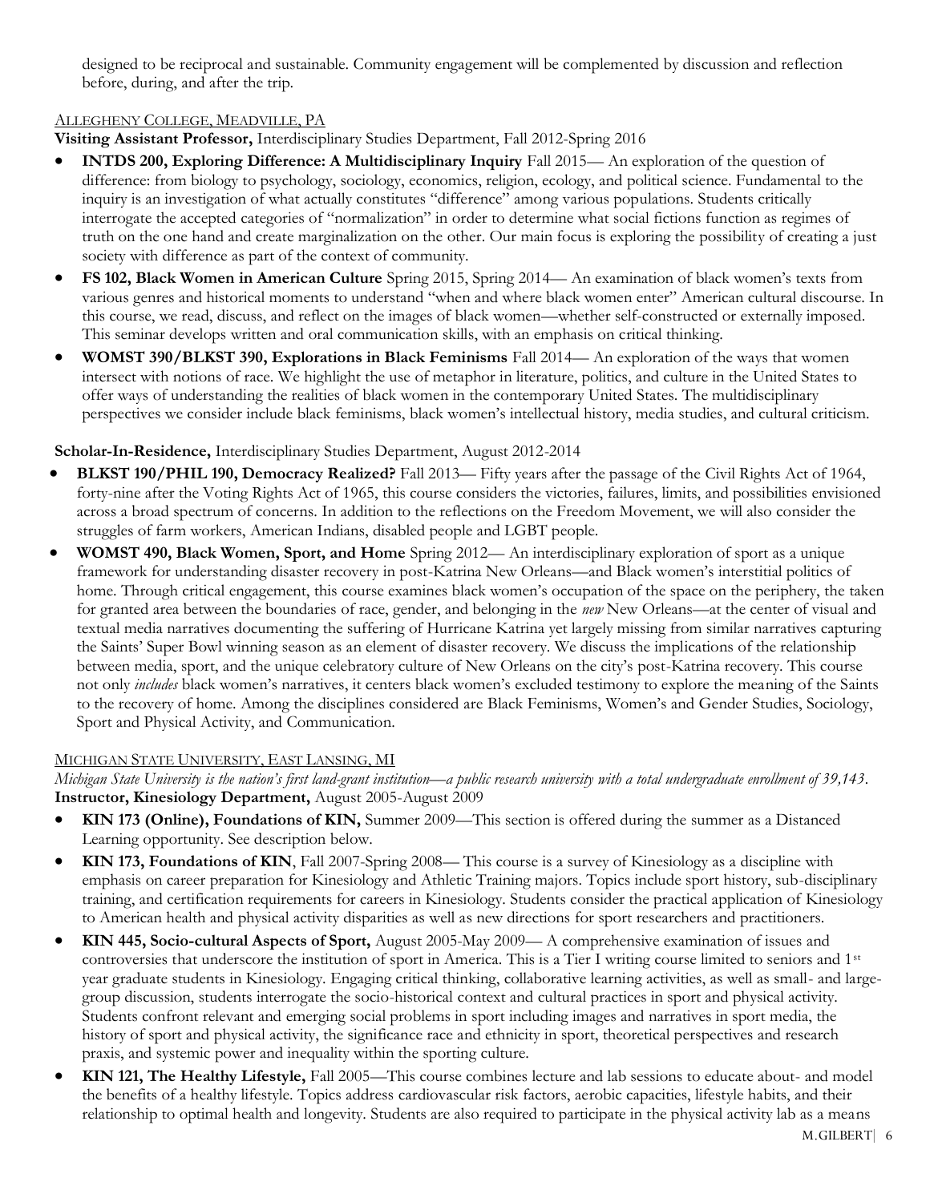designed to be reciprocal and sustainable. Community engagement will be complemented by discussion and reflection before, during, and after the trip.

ALLEGHENY COLLEGE, MEADVILLE, PA

**Visiting Assistant Professor,** Interdisciplinary Studies Department, Fall 2012-Spring 2016

- **INTDS 200, Exploring Difference: A Multidisciplinary Inquiry** Fall 2015— An exploration of the question of difference: from biology to psychology, sociology, economics, religion, ecology, and political science. Fundamental to the inquiry is an investigation of what actually constitutes "difference" among various populations. Students critically interrogate the accepted categories of "normalization" in order to determine what social fictions function as regimes of truth on the one hand and create marginalization on the other. Our main focus is exploring the possibility of creating a just society with difference as part of the context of community.
- **FS 102, Black Women in American Culture** Spring 2015, Spring 2014— An examination of black women's texts from various genres and historical moments to understand "when and where black women enter" American cultural discourse. In this course, we read, discuss, and reflect on the images of black women—whether self-constructed or externally imposed. This seminar develops written and oral communication skills, with an emphasis on critical thinking.
- **WOMST 390/BLKST 390, Explorations in Black Feminisms** Fall 2014— An exploration of the ways that women intersect with notions of race. We highlight the use of metaphor in literature, politics, and culture in the United States to offer ways of understanding the realities of black women in the contemporary United States. The multidisciplinary perspectives we consider include black feminisms, black women's intellectual history, media studies, and cultural criticism.

**Scholar-In-Residence,** Interdisciplinary Studies Department, August 2012-2014

- **BLKST 190/PHIL 190, Democracy Realized?** Fall 2013— Fifty years after the passage of the Civil Rights Act of 1964, forty-nine after the Voting Rights Act of 1965, this course considers the victories, failures, limits, and possibilities envisioned across a broad spectrum of concerns. In addition to the reflections on the Freedom Movement, we will also consider the struggles of farm workers, American Indians, disabled people and LGBT people.
- **WOMST 490, Black Women, Sport, and Home** Spring 2012— An interdisciplinary exploration of sport as a unique framework for understanding disaster recovery in post-Katrina New Orleans—and Black women's interstitial politics of home. Through critical engagement, this course examines black women's occupation of the space on the periphery, the taken for granted area between the boundaries of race, gender, and belonging in the *new* New Orleans—at the center of visual and textual media narratives documenting the suffering of Hurricane Katrina yet largely missing from similar narratives capturing the Saints' Super Bowl winning season as an element of disaster recovery. We discuss the implications of the relationship between media, sport, and the unique celebratory culture of New Orleans on the city's post-Katrina recovery. This course not only *includes* black women's narratives, it centers black women's excluded testimony to explore the meaning of the Saints to the recovery of home. Among the disciplines considered are Black Feminisms, Women's and Gender Studies, Sociology, Sport and Physical Activity, and Communication.

MICHIGAN STATE UNIVERSITY, EAST LANSING, MI

*Michigan State University is the nation's first land-grant institution—a public research university with a total undergraduate enrollment of 39,143.*

**Instructor, Kinesiology Department,** August 2005-August 2009

- **KIN 173 (Online), Foundations of KIN,** Summer 2009—This section is offered during the summer as a Distanced Learning opportunity. See description below.
- **KIN 173, Foundations of KIN**, Fall 2007-Spring 2008— This course is a survey of Kinesiology as a discipline with emphasis on career preparation for Kinesiology and Athletic Training majors. Topics include sport history, sub-disciplinary training, and certification requirements for careers in Kinesiology. Students consider the practical application of Kinesiology to American health and physical activity disparities as well as new directions for sport researchers and practitioners.
- **KIN 445, Socio-cultural Aspects of Sport,** August 2005-May 2009— A comprehensive examination of issues and controversies that underscore the institution of sport in America. This is a Tier I writing course limited to seniors and 1st year graduate students in Kinesiology. Engaging critical thinking, collaborative learning activities, as well as small- and large-group discussion, students interrogate the socio-historical context and cultural practices in sport and physical activity. Students confront relevant and emerging social problems in sport including images and narratives in sport media, the history of sport and physical activity, the significance race and ethnicity in sport, theoretical perspectives and research praxis, and systemic power and inequality within the sporting culture.
- **KIN 121, The Healthy Lifestyle,** Fall 2005—This course combines lecture and lab sessions to educate about- and model the benefits of a healthy lifestyle. Topics address cardiovascular risk factors, aerobic capacities, lifestyle habits, and their relationship to optimal health and longevity. Students are also required to participate in the physical activity lab as a means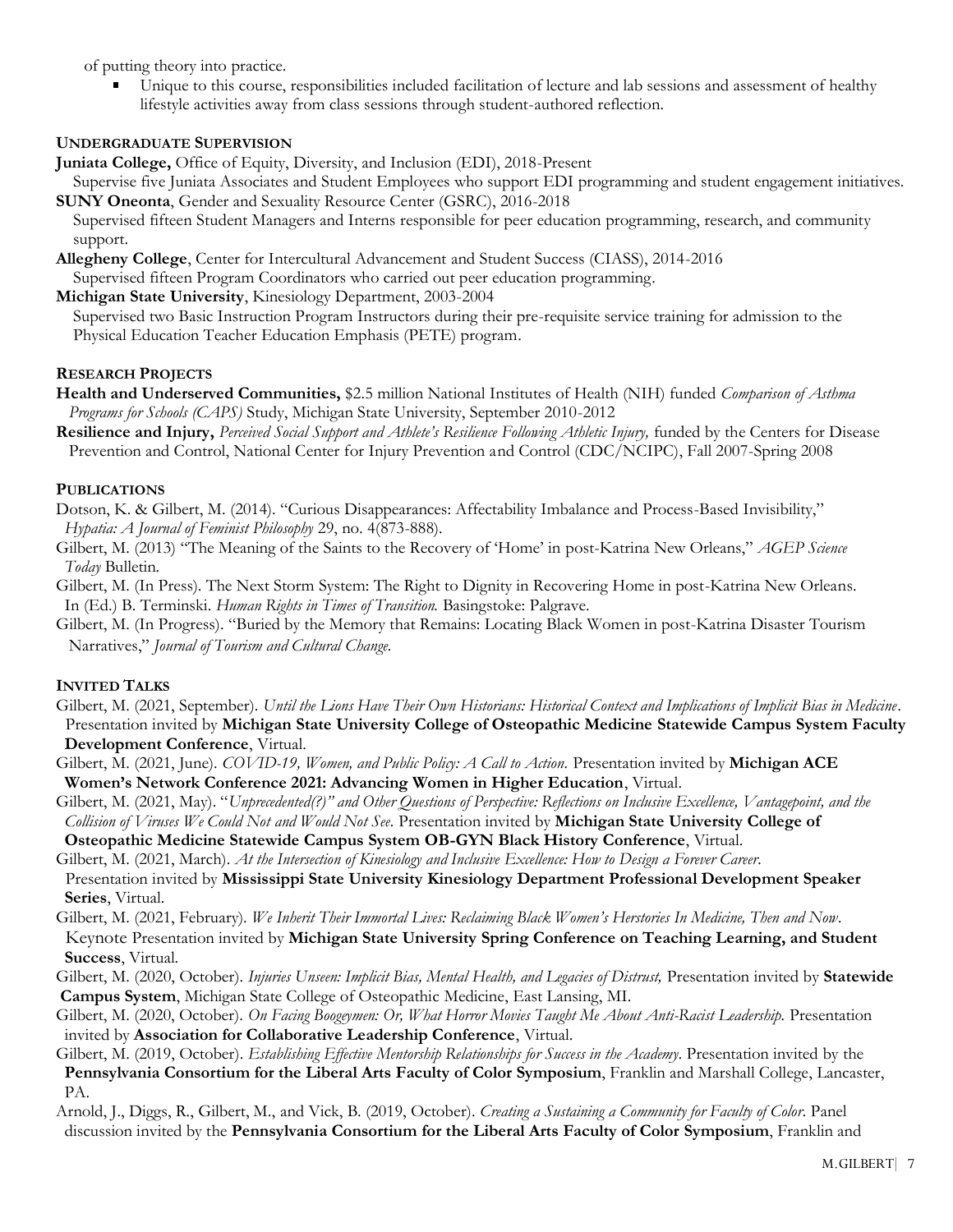of putting theory into practice.

- Unique to this course, responsibilities included facilitation of lecture and lab sessions and assessment of healthy lifestyle activities away from class sessions through student-authored reflection.

### UNDERGRADUATE SUPERVISION

**Juniata College,** Office of Equity, Diversity, and Inclusion (EDI), 2018-Present
Supervise five Juniata Associates and Student Employees who support EDI programming and student engagement initiatives.

**SUNY Oneonta**, Gender and Sexuality Resource Center (GSRC), 2016-2018
Supervised fifteen Student Managers and Interns responsible for peer education programming, research, and community support.

**Allegheny College**, Center for Intercultural Advancement and Student Success (CIASS), 2014-2016
Supervised fifteen Program Coordinators who carried out peer education programming.

**Michigan State University**, Kinesiology Department, 2003-2004
Supervised two Basic Instruction Program Instructors during their pre-requisite service training for admission to the Physical Education Teacher Education Emphasis (PETE) program.

### RESEARCH PROJECTS

**Health and Underserved Communities,** $2.5 million National Institutes of Health (NIH) funded *Comparison of Asthma Programs for Schools (CAPS)* Study, Michigan State University, September 2010-2012

**Resilience and Injury,** *Perceived Social Support and Athlete's Resilience Following Athletic Injury,* funded by the Centers for Disease Prevention and Control, National Center for Injury Prevention and Control (CDC/NCIPC), Fall 2007-Spring 2008

### PUBLICATIONS

Dotson, K. & Gilbert, M. (2014). "Curious Disappearances: Affectability Imbalance and Process-Based Invisibility," *Hypatia: A Journal of Feminist Philosophy* 29, no. 4(873-888).

Gilbert, M. (2013) "The Meaning of the Saints to the Recovery of 'Home' in post-Katrina New Orleans," *AGEP Science Today* Bulletin.

Gilbert, M. (In Press). The Next Storm System: The Right to Dignity in Recovering Home in post-Katrina New Orleans. In (Ed.) B. Terminski. *Human Rights in Times of Transition.* Basingstoke: Palgrave.

Gilbert, M. (In Progress). "Buried by the Memory that Remains: Locating Black Women in post-Katrina Disaster Tourism Narratives," *Journal of Tourism and Cultural Change.*

### INVITED TALKS

Gilbert, M. (2021, September). *Until the Lions Have Their Own Historians: Historical Context and Implications of Implicit Bias in Medicine*. Presentation invited by **Michigan State University College of Osteopathic Medicine Statewide Campus System Faculty Development Conference**, Virtual.

Gilbert, M. (2021, June). *COVID-19, Women, and Public Policy: A Call to Action.* Presentation invited by **Michigan ACE Women's Network Conference 2021: Advancing Women in Higher Education**, Virtual.

Gilbert, M. (2021, May). "*Unprecedented(?)" and Other Questions of Perspective: Reflections on Inclusive Excellence, Vantagepoint, and the Collision of Viruses We Could Not and Would Not See.* Presentation invited by **Michigan State University College of Osteopathic Medicine Statewide Campus System OB-GYN Black History Conference**, Virtual.

Gilbert, M. (2021, March). *At the Intersection of Kinesiology and Inclusive Excellence: How to Design a Forever Career.* Presentation invited by **Mississippi State University Kinesiology Department Professional Development Speaker Series**, Virtual.

Gilbert, M. (2021, February). *We Inherit Their Immortal Lives: Reclaiming Black Women's Herstories In Medicine, Then and Now*. Keynote Presentation invited by **Michigan State University Spring Conference on Teaching Learning, and Student Success**, Virtual.

Gilbert, M. (2020, October). *Injuries Unseen: Implicit Bias, Mental Health, and Legacies of Distrust,* Presentation invited by **Statewide Campus System**, Michigan State College of Osteopathic Medicine, East Lansing, MI.

Gilbert, M. (2020, October). *On Facing Boogeymen: Or, What Horror Movies Taught Me About Anti-Racist Leadership.* Presentation invited by **Association for Collaborative Leadership Conference**, Virtual.

Gilbert, M. (2019, October). *Establishing Effective Mentorship Relationships for Success in the Academy.* Presentation invited by the **Pennsylvania Consortium for the Liberal Arts Faculty of Color Symposium**, Franklin and Marshall College, Lancaster, PA.

Arnold, J., Diggs, R., Gilbert, M., and Vick, B. (2019, October). *Creating a Sustaining a Community for Faculty of Color.* Panel discussion invited by the **Pennsylvania Consortium for the Liberal Arts Faculty of Color Symposium**, Franklin and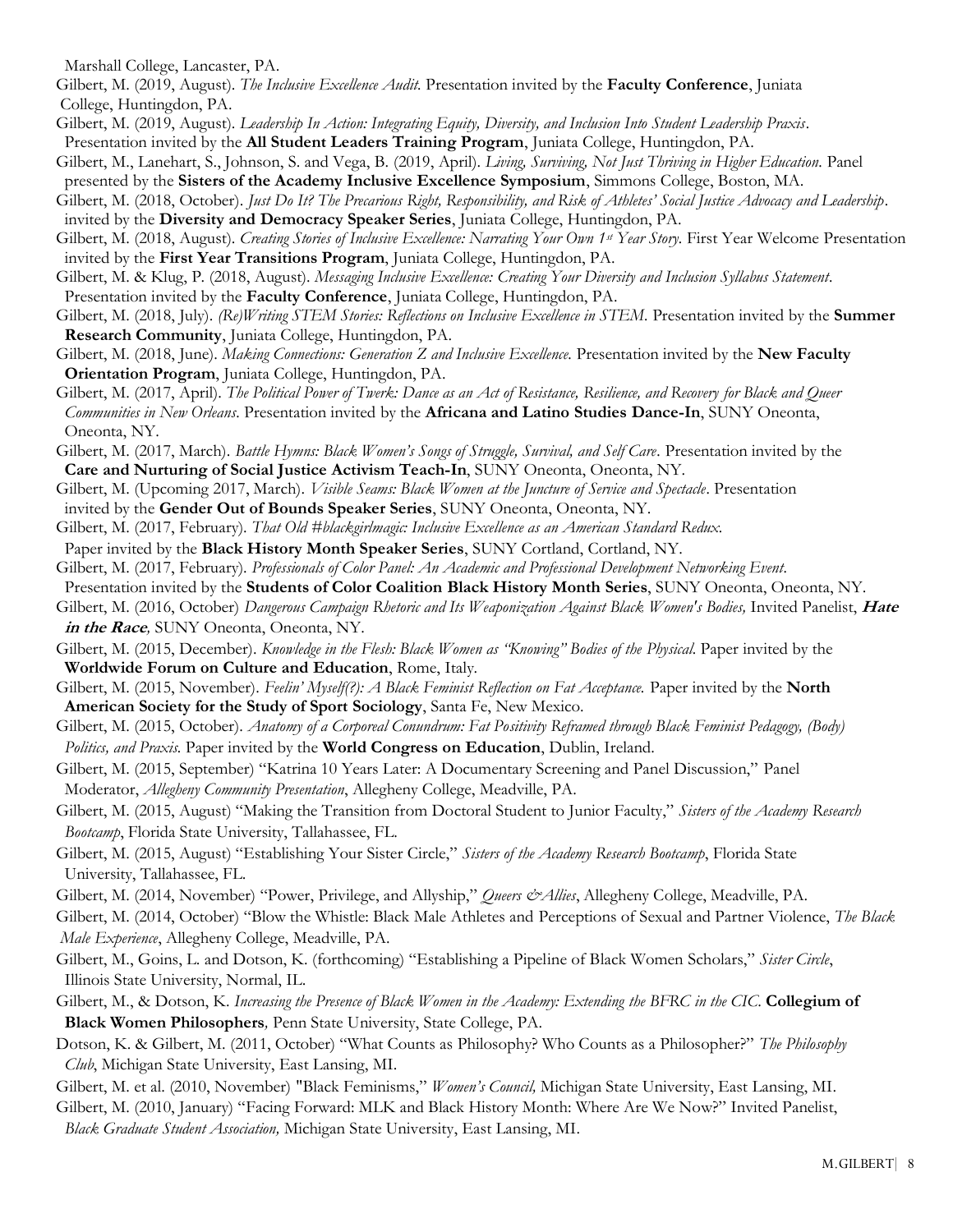Marshall College, Lancaster, PA.

Gilbert, M. (2019, August). *The Inclusive Excellence Audit.* Presentation invited by the **Faculty Conference**, Juniata College, Huntingdon, PA.

Gilbert, M. (2019, August). *Leadership In Action: Integrating Equity, Diversity, and Inclusion Into Student Leadership Praxis*. Presentation invited by the **All Student Leaders Training Program**, Juniata College, Huntingdon, PA.

Gilbert, M., Lanehart, S., Johnson, S. and Vega, B. (2019, April). *Living, Surviving, Not Just Thriving in Higher Education.* Panel presented by the **Sisters of the Academy Inclusive Excellence Symposium**, Simmons College, Boston, MA.

Gilbert, M. (2018, October). *Just Do It? The Precarious Right, Responsibility, and Risk of Athletes' Social Justice Advocacy and Leadership*. invited by the **Diversity and Democracy Speaker Series**, Juniata College, Huntingdon, PA.

Gilbert, M. (2018, August). *Creating Stories of Inclusive Excellence: Narrating Your Own 1st Year Story.* First Year Welcome Presentation invited by the **First Year Transitions Program**, Juniata College, Huntingdon, PA.

Gilbert, M. & Klug, P. (2018, August). *Messaging Inclusive Excellence: Creating Your Diversity and Inclusion Syllabus Statement*. Presentation invited by the **Faculty Conference**, Juniata College, Huntingdon, PA.

Gilbert, M. (2018, July). *(Re)Writing STEM Stories: Reflections on Inclusive Excellence in STEM.* Presentation invited by the **Summer Research Community**, Juniata College, Huntingdon, PA.

Gilbert, M. (2018, June). *Making Connections: Generation Z and Inclusive Excellence.* Presentation invited by the **New Faculty Orientation Program**, Juniata College, Huntingdon, PA.

Gilbert, M. (2017, April). *The Political Power of Twerk: Dance as an Act of Resistance, Resilience, and Recovery for Black and Queer Communities in New Orleans*. Presentation invited by the **Africana and Latino Studies Dance-In**, SUNY Oneonta, Oneonta, NY.

Gilbert, M. (2017, March). *Battle Hymns: Black Women's Songs of Struggle, Survival, and Self Care*. Presentation invited by the **Care and Nurturing of Social Justice Activism Teach-In**, SUNY Oneonta, Oneonta, NY.

Gilbert, M. (Upcoming 2017, March). *Visible Seams: Black Women at the Juncture of Service and Spectacle*. Presentation invited by the **Gender Out of Bounds Speaker Series**, SUNY Oneonta, Oneonta, NY.

Gilbert, M. (2017, February). *That Old #blackgirlmagic: Inclusive Excellence as an American Standard Redux.* Paper invited by the **Black History Month Speaker Series**, SUNY Cortland, Cortland, NY.

Gilbert, M. (2017, February). *Professionals of Color Panel: An Academic and Professional Development Networking Event*. Presentation invited by the **Students of Color Coalition Black History Month Series**, SUNY Oneonta, Oneonta, NY.

Gilbert, M. (2016, October) *Dangerous Campaign Rhetoric and Its Weaponization Against Black Women's Bodies,* Invited Panelist, ***Hate in the Race***, SUNY Oneonta, Oneonta, NY.

Gilbert, M. (2015, December). *Knowledge in the Flesh: Black Women as "Knowing" Bodies of the Physical.* Paper invited by the **Worldwide Forum on Culture and Education**, Rome, Italy.

Gilbert, M. (2015, November). *Feelin' Myself(?): A Black Feminist Reflection on Fat Acceptance.* Paper invited by the **North American Society for the Study of Sport Sociology**, Santa Fe, New Mexico.

Gilbert, M. (2015, October). *Anatomy of a Corporeal Conundrum: Fat Positivity Reframed through Black Feminist Pedagogy, (Body) Politics, and Praxis.* Paper invited by the **World Congress on Education**, Dublin, Ireland.

Gilbert, M. (2015, September) "Katrina 10 Years Later: A Documentary Screening and Panel Discussion," Panel Moderator, *Allegheny Community Presentation*, Allegheny College, Meadville, PA.

Gilbert, M. (2015, August) "Making the Transition from Doctoral Student to Junior Faculty," *Sisters of the Academy Research Bootcamp*, Florida State University, Tallahassee, FL.

Gilbert, M. (2015, August) "Establishing Your Sister Circle," *Sisters of the Academy Research Bootcamp*, Florida State University, Tallahassee, FL.

Gilbert, M. (2014, November) "Power, Privilege, and Allyship," *Queers &Allies*, Allegheny College, Meadville, PA.

Gilbert, M. (2014, October) "Blow the Whistle: Black Male Athletes and Perceptions of Sexual and Partner Violence, *The Black Male Experience*, Allegheny College, Meadville, PA.

Gilbert, M., Goins, L. and Dotson, K. (forthcoming) "Establishing a Pipeline of Black Women Scholars," *Sister Circle*, Illinois State University, Normal, IL.

Gilbert, M., & Dotson, K. *Increasing the Presence of Black Women in the Academy: Extending the BFRC in the CIC.* **Collegium of Black Women Philosophers***,* Penn State University, State College, PA.

Dotson, K. & Gilbert, M. (2011, October) "What Counts as Philosophy? Who Counts as a Philosopher?" *The Philosophy Club*, Michigan State University, East Lansing, MI.

Gilbert, M. et al. (2010, November) "Black Feminisms," *Women's Council,* Michigan State University, East Lansing, MI.

Gilbert, M. (2010, January) "Facing Forward: MLK and Black History Month: Where Are We Now?" Invited Panelist, *Black Graduate Student Association,* Michigan State University, East Lansing, MI.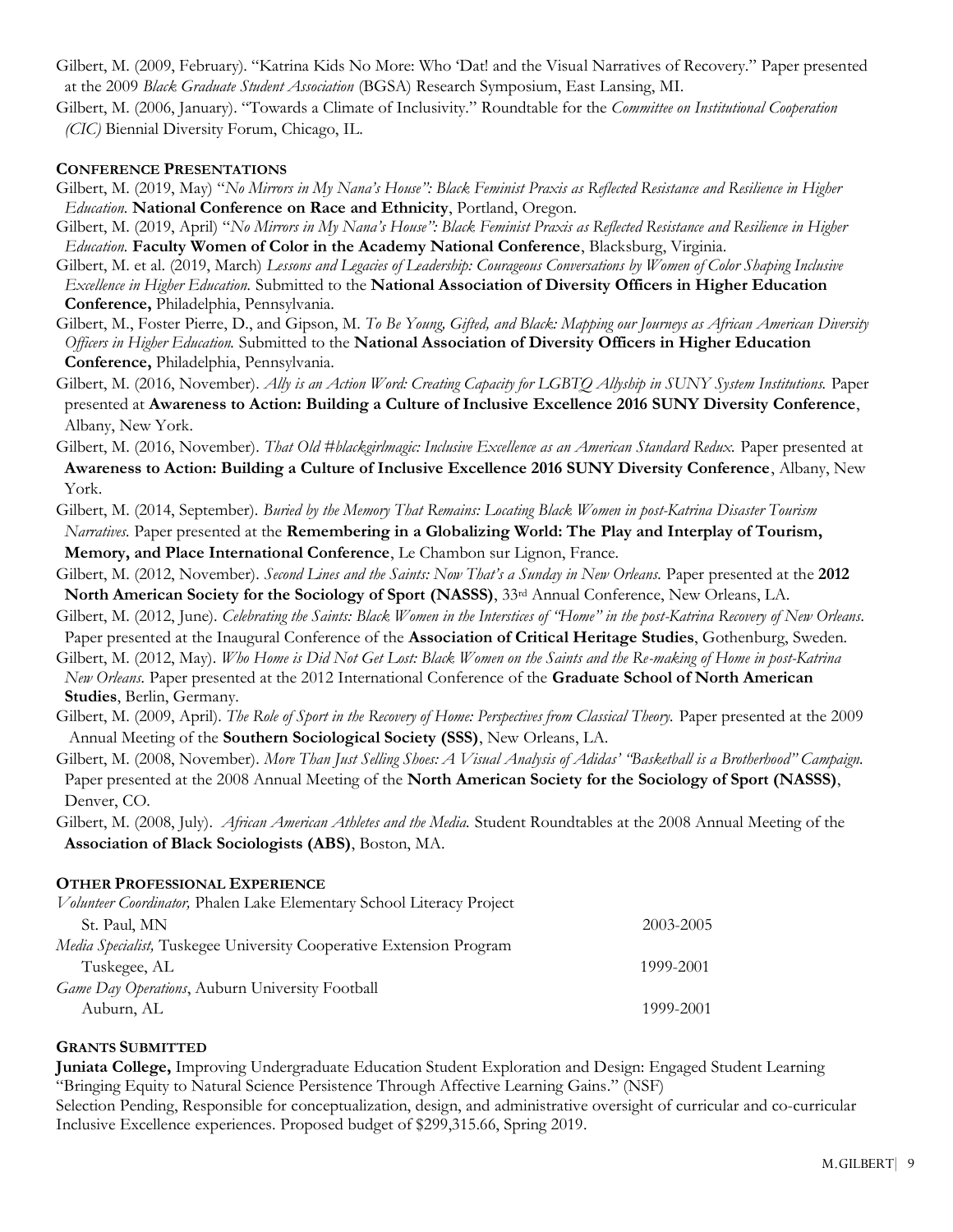Gilbert, M. (2009, February). "Katrina Kids No More: Who 'Dat! and the Visual Narratives of Recovery." Paper presented at the 2009 *Black Graduate Student Association* (BGSA) Research Symposium, East Lansing, MI.

Gilbert, M. (2006, January). "Towards a Climate of Inclusivity." Roundtable for the *Committee on Institutional Cooperation (CIC)* Biennial Diversity Forum, Chicago, IL.

**CONFERENCE PRESENTATIONS**

Gilbert, M. (2019, May) "*No Mirrors in My Nana's House": Black Feminist Praxis as Reflected Resistance and Resilience in Higher Education.* **National Conference on Race and Ethnicity**, Portland, Oregon.

Gilbert, M. (2019, April) "*No Mirrors in My Nana's House": Black Feminist Praxis as Reflected Resistance and Resilience in Higher Education.* **Faculty Women of Color in the Academy National Conference**, Blacksburg, Virginia.

Gilbert, M. et al. (2019, March) *Lessons and Legacies of Leadership: Courageous Conversations by Women of Color Shaping Inclusive Excellence in Higher Education.* Submitted to the **National Association of Diversity Officers in Higher Education Conference,** Philadelphia, Pennsylvania.

Gilbert, M., Foster Pierre, D., and Gipson, M. *To Be Young, Gifted, and Black: Mapping our Journeys as African American Diversity Officers in Higher Education.* Submitted to the **National Association of Diversity Officers in Higher Education Conference,** Philadelphia, Pennsylvania.

Gilbert, M. (2016, November). *Ally is an Action Word: Creating Capacity for LGBTQ Allyship in SUNY System Institutions.* Paper presented at **Awareness to Action: Building a Culture of Inclusive Excellence 2016 SUNY Diversity Conference**, Albany, New York.

Gilbert, M. (2016, November). *That Old #blackgirlmagic: Inclusive Excellence as an American Standard Redux.* Paper presented at **Awareness to Action: Building a Culture of Inclusive Excellence 2016 SUNY Diversity Conference**, Albany, New York.

Gilbert, M. (2014, September). *Buried by the Memory That Remains: Locating Black Women in post-Katrina Disaster Tourism Narratives.* Paper presented at the **Remembering in a Globalizing World: The Play and Interplay of Tourism, Memory, and Place International Conference**, Le Chambon sur Lignon, France.

Gilbert, M. (2012, November). *Second Lines and the Saints: Now That's a Sunday in New Orleans.* Paper presented at the **2012 North American Society for the Sociology of Sport (NASSS)**, 33rd Annual Conference, New Orleans, LA.

Gilbert, M. (2012, June). *Celebrating the Saints: Black Women in the Interstices of "Home" in the post-Katrina Recovery of New Orleans.* Paper presented at the Inaugural Conference of the **Association of Critical Heritage Studies**, Gothenburg, Sweden.

Gilbert, M. (2012, May). *Who Home is Did Not Get Lost: Black Women on the Saints and the Re-making of Home in post-Katrina New Orleans.* Paper presented at the 2012 International Conference of the **Graduate School of North American Studies**, Berlin, Germany.

Gilbert, M. (2009, April). *The Role of Sport in the Recovery of Home: Perspectives from Classical Theory.* Paper presented at the 2009 Annual Meeting of the **Southern Sociological Society (SSS)**, New Orleans, LA.

Gilbert, M. (2008, November). *More Than Just Selling Shoes: A Visual Analysis of Adidas' "Basketball is a Brotherhood" Campaign.* Paper presented at the 2008 Annual Meeting of the **North American Society for the Sociology of Sport (NASSS)**, Denver, CO.

Gilbert, M. (2008, July). *African American Athletes and the Media.* Student Roundtables at the 2008 Annual Meeting of the **Association of Black Sociologists (ABS)**, Boston, MA.

**OTHER PROFESSIONAL EXPERIENCE**

*Volunteer Coordinator,* Phalen Lake Elementary School Literacy Project
St. Paul, MN — 2003-2005

*Media Specialist,* Tuskegee University Cooperative Extension Program
Tuskegee, AL — 1999-2001

*Game Day Operations*, Auburn University Football
Auburn, AL — 1999-2001

**GRANTS SUBMITTED**

**Juniata College,** Improving Undergraduate Education Student Exploration and Design: Engaged Student Learning "Bringing Equity to Natural Science Persistence Through Affective Learning Gains." (NSF)
Selection Pending, Responsible for conceptualization, design, and administrative oversight of curricular and co-curricular Inclusive Excellence experiences. Proposed budget of $299,315.66, Spring 2019.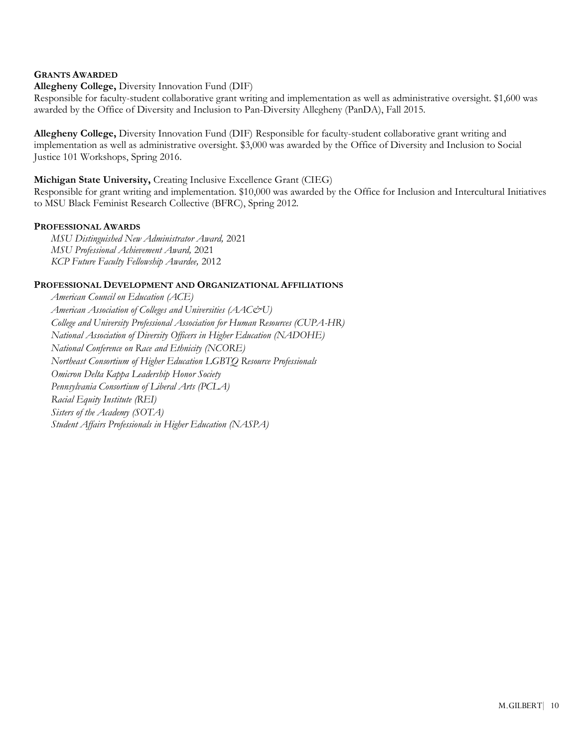## GRANTS AWARDED

**Allegheny College,** Diversity Innovation Fund (DIF)
Responsible for faculty-student collaborative grant writing and implementation as well as administrative oversight. $1,600 was awarded by the Office of Diversity and Inclusion to Pan-Diversity Allegheny (PanDA), Fall 2015.

**Allegheny College,** Diversity Innovation Fund (DIF) Responsible for faculty-student collaborative grant writing and implementation as well as administrative oversight. $3,000 was awarded by the Office of Diversity and Inclusion to Social Justice 101 Workshops, Spring 2016.

**Michigan State University,** Creating Inclusive Excellence Grant (CIEG)
Responsible for grant writing and implementation. $10,000 was awarded by the Office for Inclusion and Intercultural Initiatives to MSU Black Feminist Research Collective (BFRC), Spring 2012.

## PROFESSIONAL AWARDS

*MSU Distinguished New Administrator Award,* 2021
*MSU Professional Achievement Award,* 2021
*KCP Future Faculty Fellowship Awardee,* 2012

## PROFESSIONAL DEVELOPMENT AND ORGANIZATIONAL AFFILIATIONS

*American Council on Education (ACE)*
*American Association of Colleges and Universities (AAC&U)*
*College and University Professional Association for Human Resources (CUPA-HR)*
*National Association of Diversity Officers in Higher Education (NADOHE)*
*National Conference on Race and Ethnicity (NCORE)*
*Northeast Consortium of Higher Education LGBTQ Resource Professionals*
*Omicron Delta Kappa Leadership Honor Society*
*Pennsylvania Consortium of Liberal Arts (PCLA)*
*Racial Equity Institute (REI)*
*Sisters of the Academy (SOTA)*
*Student Affairs Professionals in Higher Education (NASPA)*